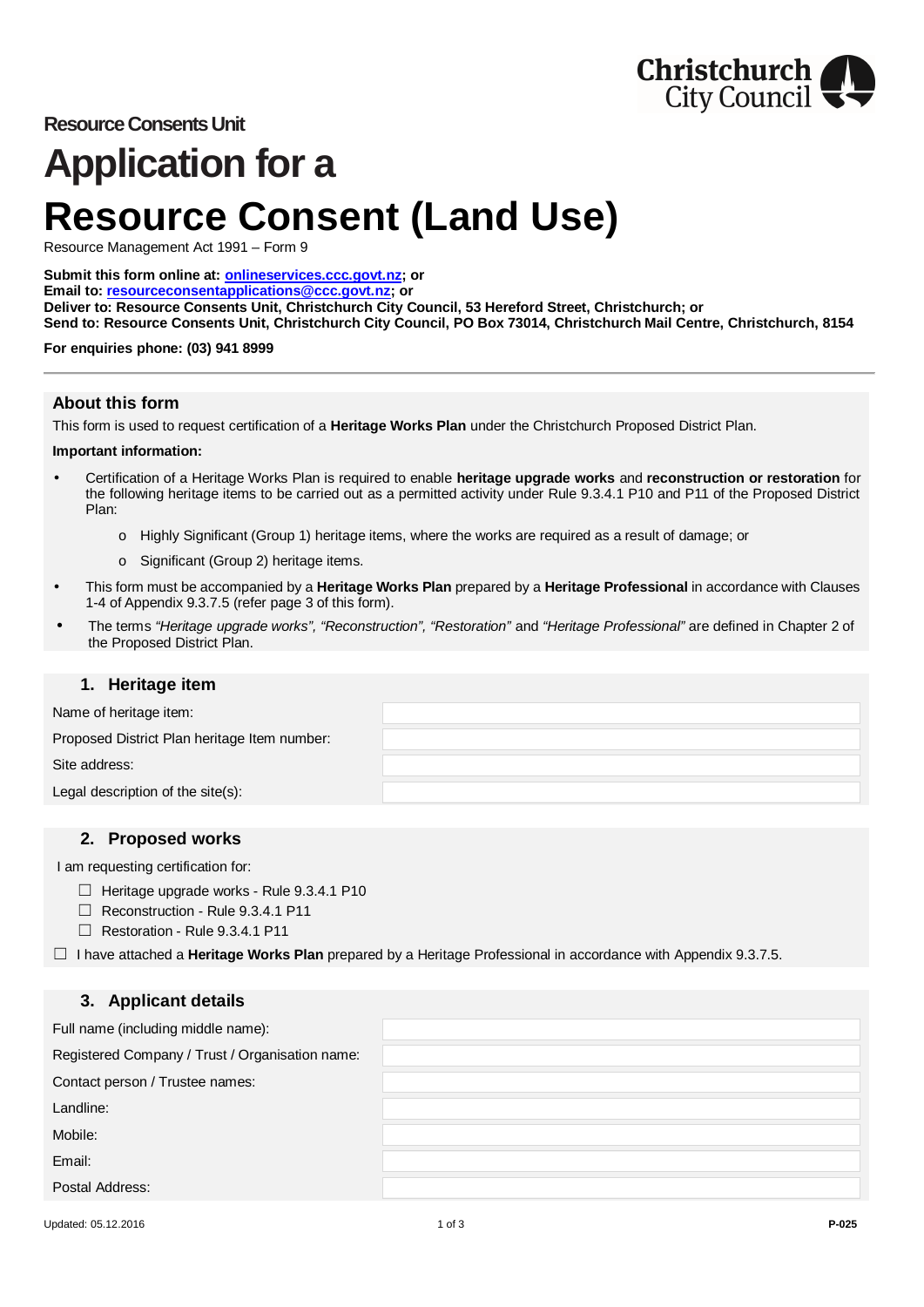Christchurch City Council

Resource Consents Unit

# Application for a Resource Consent (Land Use)

Resource Management Act 1991 – Form 9

**Submit this form online at: onlineservices.ccc.govt.nz; or**
**Email to: resourceconsentapplications@ccc.govt.nz; or**
**Deliver to: Resource Consents Unit, Christchurch City Council, 53 Hereford Street, Christchurch; or**
**Send to: Resource Consents Unit, Christchurch City Council, PO Box 73014, Christchurch Mail Centre, Christchurch, 8154**

**For enquiries phone: (03) 941 8999**

## About this form

This form is used to request certification of a **Heritage Works Plan** under the Christchurch Proposed District Plan.

**Important information:**

- Certification of a Heritage Works Plan is required to enable **heritage upgrade works** and **reconstruction or restoration** for the following heritage items to be carried out as a permitted activity under Rule 9.3.4.1 P10 and P11 of the Proposed District Plan:
  - Highly Significant (Group 1) heritage items, where the works are required as a result of damage; or
  - Significant (Group 2) heritage items.
- This form must be accompanied by a **Heritage Works Plan** prepared by a **Heritage Professional** in accordance with Clauses 1-4 of Appendix 9.3.7.5 (refer page 3 of this form).
- The terms *"Heritage upgrade works", "Reconstruction", "Restoration"* and *"Heritage Professional"* are defined in Chapter 2 of the Proposed District Plan.

## 1. Heritage item

| | |
|---|---|
| Name of heritage item: | |
| Proposed District Plan heritage Item number: | |
| Site address: | |
| Legal description of the site(s): | |

## 2. Proposed works

I am requesting certification for:

- ☐ Heritage upgrade works - Rule 9.3.4.1 P10
- ☐ Reconstruction - Rule 9.3.4.1 P11
- ☐ Restoration - Rule 9.3.4.1 P11

☐ I have attached a **Heritage Works Plan** prepared by a Heritage Professional in accordance with Appendix 9.3.7.5.

## 3. Applicant details

| | |
|---|---|
| Full name (including middle name): | |
| Registered Company / Trust / Organisation name: | |
| Contact person / Trustee names: | |
| Landline: | |
| Mobile: | |
| Email: | |
| Postal Address: | |

Updated: 05.12.2016

P-025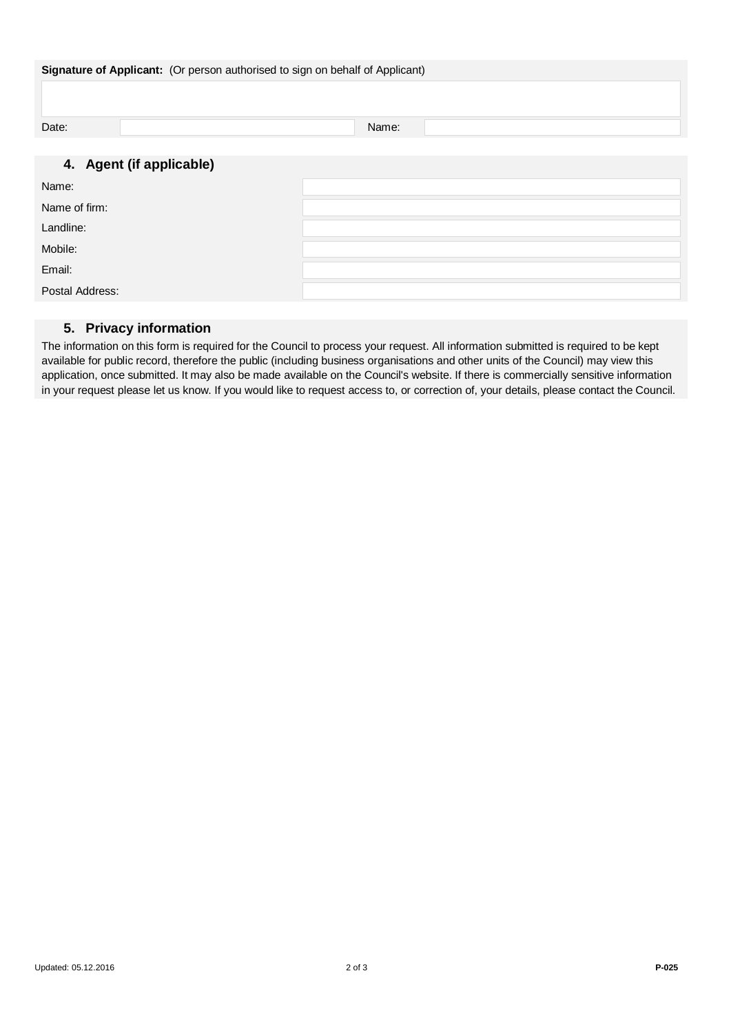**Signature of Applicant:** (Or person authorised to sign on behalf of Applicant)

| | | | |
|---|---|---|---|
| Date: | | Name: | |

## 4. Agent (if applicable)

| | |
|---|---|
| Name: | |
| Name of firm: | |
| Landline: | |
| Mobile: | |
| Email: | |
| Postal Address: | |

## 5. Privacy information

The information on this form is required for the Council to process your request. All information submitted is required to be kept available for public record, therefore the public (including business organisations and other units of the Council) may view this application, once submitted. It may also be made available on the Council's website. If there is commercially sensitive information in your request please let us know. If you would like to request access to, or correction of, your details, please contact the Council.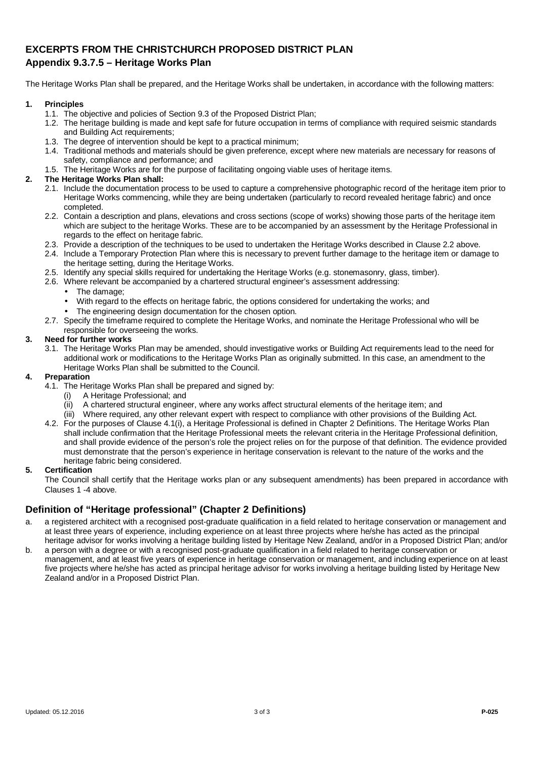## EXCERPTS FROM THE CHRISTCHURCH PROPOSED DISTRICT PLAN

### Appendix 9.3.7.5 – Heritage Works Plan

The Heritage Works Plan shall be prepared, and the Heritage Works shall be undertaken, in accordance with the following matters:

**1. Principles**

1.1. The objective and policies of Section 9.3 of the Proposed District Plan;

1.2. The heritage building is made and kept safe for future occupation in terms of compliance with required seismic standards and Building Act requirements;

1.3. The degree of intervention should be kept to a practical minimum;

1.4. Traditional methods and materials should be given preference, except where new materials are necessary for reasons of safety, compliance and performance; and

1.5. The Heritage Works are for the purpose of facilitating ongoing viable uses of heritage items.

**2. The Heritage Works Plan shall:**

2.1. Include the documentation process to be used to capture a comprehensive photographic record of the heritage item prior to Heritage Works commencing, while they are being undertaken (particularly to record revealed heritage fabric) and once completed.

2.2. Contain a description and plans, elevations and cross sections (scope of works) showing those parts of the heritage item which are subject to the heritage Works. These are to be accompanied by an assessment by the Heritage Professional in regards to the effect on heritage fabric.

2.3. Provide a description of the techniques to be used to undertaken the Heritage Works described in Clause 2.2 above.

2.4. Include a Temporary Protection Plan where this is necessary to prevent further damage to the heritage item or damage to the heritage setting, during the Heritage Works.

2.5. Identify any special skills required for undertaking the Heritage Works (e.g. stonemasonry, glass, timber).

2.6. Where relevant be accompanied by a chartered structural engineer's assessment addressing:

- The damage;
- With regard to the effects on heritage fabric, the options considered for undertaking the works; and
- The engineering design documentation for the chosen option.

2.7. Specify the timeframe required to complete the Heritage Works, and nominate the Heritage Professional who will be responsible for overseeing the works.

**3. Need for further works**

3.1. The Heritage Works Plan may be amended, should investigative works or Building Act requirements lead to the need for additional work or modifications to the Heritage Works Plan as originally submitted. In this case, an amendment to the Heritage Works Plan shall be submitted to the Council.

**4. Preparation**

4.1. The Heritage Works Plan shall be prepared and signed by:

(i) A Heritage Professional; and

(ii) A chartered structural engineer, where any works affect structural elements of the heritage item; and

(iii) Where required, any other relevant expert with respect to compliance with other provisions of the Building Act.

4.2. For the purposes of Clause 4.1(i), a Heritage Professional is defined in Chapter 2 Definitions. The Heritage Works Plan shall include confirmation that the Heritage Professional meets the relevant criteria in the Heritage Professional definition, and shall provide evidence of the person's role the project relies on for the purpose of that definition. The evidence provided must demonstrate that the person's experience in heritage conservation is relevant to the nature of the works and the heritage fabric being considered.

**5. Certification**

The Council shall certify that the Heritage works plan or any subsequent amendments) has been prepared in accordance with Clauses 1 -4 above.

### Definition of "Heritage professional" (Chapter 2 Definitions)

a. a registered architect with a recognised post-graduate qualification in a field related to heritage conservation or management and at least three years of experience, including experience on at least three projects where he/she has acted as the principal heritage advisor for works involving a heritage building listed by Heritage New Zealand, and/or in a Proposed District Plan; and/or

b. a person with a degree or with a recognised post-graduate qualification in a field related to heritage conservation or management, and at least five years of experience in heritage conservation or management, and including experience on at least five projects where he/she has acted as principal heritage advisor for works involving a heritage building listed by Heritage New Zealand and/or in a Proposed District Plan.

Updated: 05.12.2016 P-025